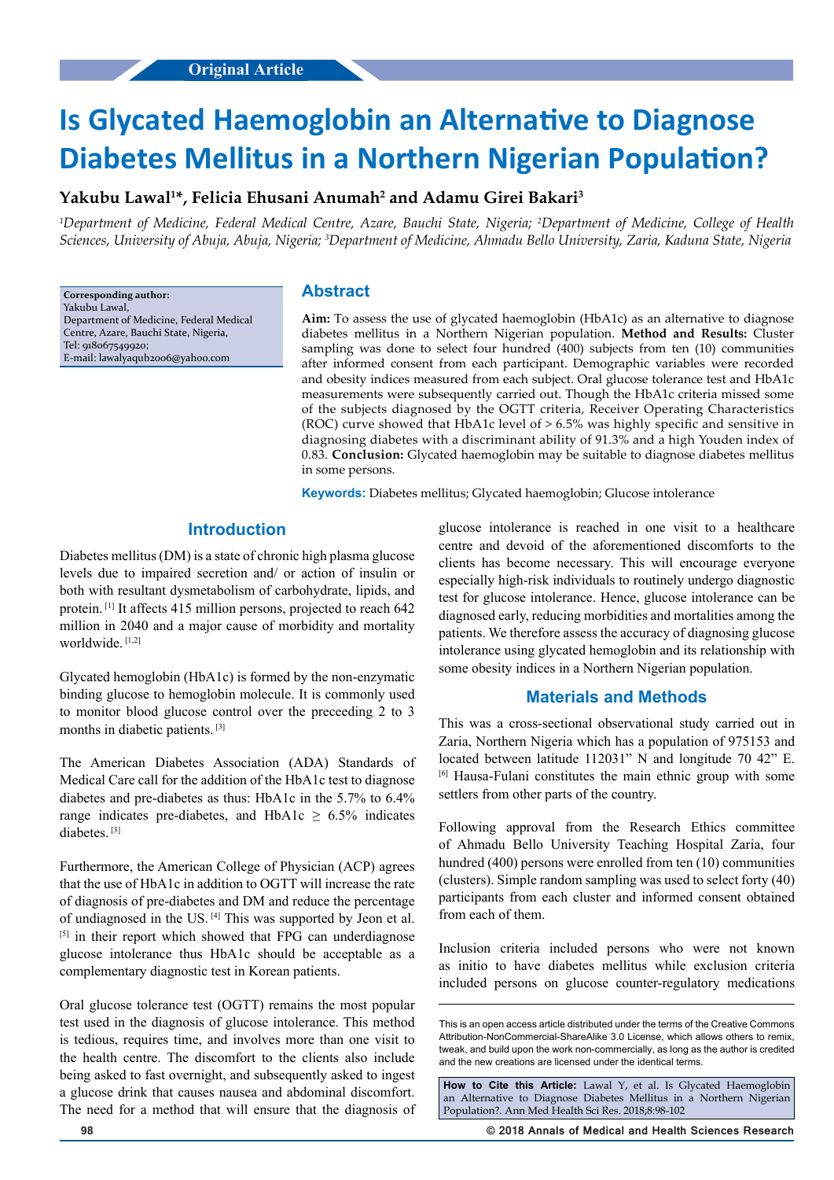Original Article

# Is Glycated Haemoglobin an Alternative to Diagnose Diabetes Mellitus in a Northern Nigerian Population?

**Yakubu Lawal[1]*, Felicia Ehusani Anumah[2] and Adamu Girei Bakari[3]**

*[1]Department of Medicine, Federal Medical Centre, Azare, Bauchi State, Nigeria; [2]Department of Medicine, College of Health Sciences, University of Abuja, Abuja, Nigeria; [3]Department of Medicine, Ahmadu Bello University, Zaria, Kaduna State, Nigeria*

**Corresponding author:**
Yakubu Lawal,
Department of Medicine, Federal Medical Centre, Azare, Bauchi State, Nigeria,
Tel: 918067549920;
E-mail: lawalyaqub2006@yahoo.com

## Abstract

**Aim:** To assess the use of glycated haemoglobin (HbA1c) as an alternative to diagnose diabetes mellitus in a Northern Nigerian population. **Method and Results:** Cluster sampling was done to select four hundred (400) subjects from ten (10) communities after informed consent from each participant. Demographic variables were recorded and obesity indices measured from each subject. Oral glucose tolerance test and HbA1c measurements were subsequently carried out. Though the HbA1c criteria missed some of the subjects diagnosed by the OGTT criteria, Receiver Operating Characteristics (ROC) curve showed that HbA1c level of > 6.5% was highly specific and sensitive in diagnosing diabetes with a discriminant ability of 91.3% and a high Youden index of 0.83. **Conclusion:** Glycated haemoglobin may be suitable to diagnose diabetes mellitus in some persons.

**Keywords:** Diabetes mellitus; Glycated haemoglobin; Glucose intolerance

## Introduction

Diabetes mellitus (DM) is a state of chronic high plasma glucose levels due to impaired secretion and/ or action of insulin or both with resultant dysmetabolism of carbohydrate, lipids, and protein. [1] It affects 415 million persons, projected to reach 642 million in 2040 and a major cause of morbidity and mortality worldwide. [1,2]

Glycated hemoglobin (HbA1c) is formed by the non-enzymatic binding glucose to hemoglobin molecule. It is commonly used to monitor blood glucose control over the preceeding 2 to 3 months in diabetic patients. [3]

The American Diabetes Association (ADA) Standards of Medical Care call for the addition of the HbA1c test to diagnose diabetes and pre-diabetes as thus: HbA1c in the 5.7% to 6.4% range indicates pre-diabetes, and HbA1c ≥ 6.5% indicates diabetes. [3]

Furthermore, the American College of Physician (ACP) agrees that the use of HbA1c in addition to OGTT will increase the rate of diagnosis of pre-diabetes and DM and reduce the percentage of undiagnosed in the US. [4] This was supported by Jeon et al. [5] in their report which showed that FPG can underdiagnose glucose intolerance thus HbA1c should be acceptable as a complementary diagnostic test in Korean patients.

Oral glucose tolerance test (OGTT) remains the most popular test used in the diagnosis of glucose intolerance. This method is tedious, requires time, and involves more than one visit to the health centre. The discomfort to the clients also include being asked to fast overnight, and subsequently asked to ingest a glucose drink that causes nausea and abdominal discomfort. The need for a method that will ensure that the diagnosis of glucose intolerance is reached in one visit to a healthcare centre and devoid of the aforementioned discomforts to the clients has become necessary. This will encourage everyone especially high-risk individuals to routinely undergo diagnostic test for glucose intolerance. Hence, glucose intolerance can be diagnosed early, reducing morbidities and mortalities among the patients. We therefore assess the accuracy of diagnosing glucose intolerance using glycated hemoglobin and its relationship with some obesity indices in a Northern Nigerian population.

## Materials and Methods

This was a cross-sectional observational study carried out in Zaria, Northern Nigeria which has a population of 975153 and located between latitude 112031" N and longitude 70 42" E. [6] Hausa-Fulani constitutes the main ethnic group with some settlers from other parts of the country.

Following approval from the Research Ethics committee of Ahmadu Bello University Teaching Hospital Zaria, four hundred (400) persons were enrolled from ten (10) communities (clusters). Simple random sampling was used to select forty (40) participants from each cluster and informed consent obtained from each of them.

Inclusion criteria included persons who were not known as initio to have diabetes mellitus while exclusion criteria included persons on glucose counter-regulatory medications

This is an open access article distributed under the terms of the Creative Commons Attribution-NonCommercial-ShareAlike 3.0 License, which allows others to remix, tweak, and build upon the work non-commercially, as long as the author is credited and the new creations are licensed under the identical terms.

**How to Cite this Article:** Lawal Y, et al. Is Glycated Haemoglobin an Alternative to Diagnose Diabetes Mellitus in a Northern Nigerian Population?. Ann Med Health Sci Res. 2018;8:98-102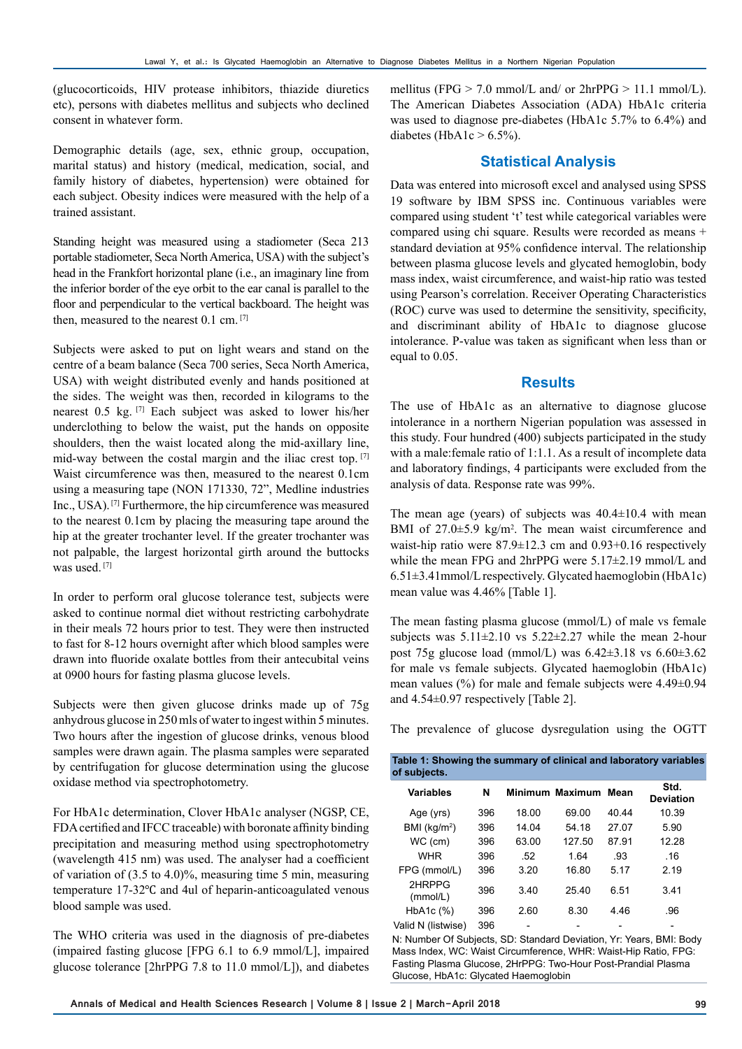(glucocorticoids, HIV protease inhibitors, thiazide diuretics etc), persons with diabetes mellitus and subjects who declined consent in whatever form.

Demographic details (age, sex, ethnic group, occupation, marital status) and history (medical, medication, social, and family history of diabetes, hypertension) were obtained for each subject. Obesity indices were measured with the help of a trained assistant.

Standing height was measured using a stadiometer (Seca 213 portable stadiometer, Seca North America, USA) with the subject's head in the Frankfort horizontal plane (i.e., an imaginary line from the inferior border of the eye orbit to the ear canal is parallel to the floor and perpendicular to the vertical backboard. The height was then, measured to the nearest 0.1 cm. [7]

Subjects were asked to put on light wears and stand on the centre of a beam balance (Seca 700 series, Seca North America, USA) with weight distributed evenly and hands positioned at the sides. The weight was then, recorded in kilograms to the nearest 0.5 kg. [7] Each subject was asked to lower his/her underclothing to below the waist, put the hands on opposite shoulders, then the waist located along the mid-axillary line, mid-way between the costal margin and the iliac crest top. [7] Waist circumference was then, measured to the nearest 0.1cm using a measuring tape (NON 171330, 72", Medline industries Inc., USA). [7] Furthermore, the hip circumference was measured to the nearest 0.1cm by placing the measuring tape around the hip at the greater trochanter level. If the greater trochanter was not palpable, the largest horizontal girth around the buttocks was used. [7]

In order to perform oral glucose tolerance test, subjects were asked to continue normal diet without restricting carbohydrate in their meals 72 hours prior to test. They were then instructed to fast for 8-12 hours overnight after which blood samples were drawn into fluoride oxalate bottles from their antecubital veins at 0900 hours for fasting plasma glucose levels.

Subjects were then given glucose drinks made up of 75g anhydrous glucose in 250 mls of water to ingest within 5 minutes. Two hours after the ingestion of glucose drinks, venous blood samples were drawn again. The plasma samples were separated by centrifugation for glucose determination using the glucose oxidase method via spectrophotometry.

For HbA1c determination, Clover HbA1c analyser (NGSP, CE, FDA certified and IFCC traceable) with boronate affinity binding precipitation and measuring method using spectrophotometry (wavelength 415 nm) was used. The analyser had a coefficient of variation of (3.5 to 4.0)%, measuring time 5 min, measuring temperature 17-32℃ and 4ul of heparin-anticoagulated venous blood sample was used.

The WHO criteria was used in the diagnosis of pre-diabetes (impaired fasting glucose [FPG 6.1 to 6.9 mmol/L], impaired glucose tolerance [2hrPPG 7.8 to 11.0 mmol/L]), and diabetes mellitus (FPG > 7.0 mmol/L and/ or 2hrPPG > 11.1 mmol/L). The American Diabetes Association (ADA) HbA1c criteria was used to diagnose pre-diabetes (HbA1c 5.7% to 6.4%) and diabetes (HbA1c > 6.5%).

## Statistical Analysis

Data was entered into microsoft excel and analysed using SPSS 19 software by IBM SPSS inc. Continuous variables were compared using student 't' test while categorical variables were compared using chi square. Results were recorded as means + standard deviation at 95% confidence interval. The relationship between plasma glucose levels and glycated hemoglobin, body mass index, waist circumference, and waist-hip ratio was tested using Pearson's correlation. Receiver Operating Characteristics (ROC) curve was used to determine the sensitivity, specificity, and discriminant ability of HbA1c to diagnose glucose intolerance. P-value was taken as significant when less than or equal to 0.05.

## Results

The use of HbA1c as an alternative to diagnose glucose intolerance in a northern Nigerian population was assessed in this study. Four hundred (400) subjects participated in the study with a male:female ratio of 1:1.1. As a result of incomplete data and laboratory findings, 4 participants were excluded from the analysis of data. Response rate was 99%.

The mean age (years) of subjects was 40.4±10.4 with mean BMI of 27.0±5.9 kg/m². The mean waist circumference and waist-hip ratio were 87.9±12.3 cm and 0.93+0.16 respectively while the mean FPG and 2hrPPG were 5.17±2.19 mmol/L and 6.51±3.41mmol/L respectively. Glycated haemoglobin (HbA1c) mean value was 4.46% [Table 1].

The mean fasting plasma glucose (mmol/L) of male vs female subjects was 5.11±2.10 vs 5.22±2.27 while the mean 2-hour post 75g glucose load (mmol/L) was 6.42±3.18 vs 6.60±3.62 for male vs female subjects. Glycated haemoglobin (HbA1c) mean values (%) for male and female subjects were 4.49±0.94 and 4.54±0.97 respectively [Table 2].

The prevalence of glucose dysregulation using the OGTT

**Table 1: Showing the summary of clinical and laboratory variables of subjects.**

| Variables | N | Minimum | Maximum | Mean | Std. Deviation |
|---|---|---|---|---|---|
| Age (yrs) | 396 | 18.00 | 69.00 | 40.44 | 10.39 |
| BMI (kg/m²) | 396 | 14.04 | 54.18 | 27.07 | 5.90 |
| WC (cm) | 396 | 63.00 | 127.50 | 87.91 | 12.28 |
| WHR | 396 | .52 | 1.64 | .93 | .16 |
| FPG (mmol/L) | 396 | 3.20 | 16.80 | 5.17 | 2.19 |
| 2HRPPG (mmol/L) | 396 | 3.40 | 25.40 | 6.51 | 3.41 |
| HbA1c (%) | 396 | 2.60 | 8.30 | 4.46 | .96 |
| Valid N (listwise) | 396 | - | - | - | - |

N: Number Of Subjects, SD: Standard Deviation, Yr: Years, BMI: Body Mass Index, WC: Waist Circumference, WHR: Waist-Hip Ratio, FPG: Fasting Plasma Glucose, 2HrPPG: Two-Hour Post-Prandial Plasma Glucose, HbA1c: Glycated Haemoglobin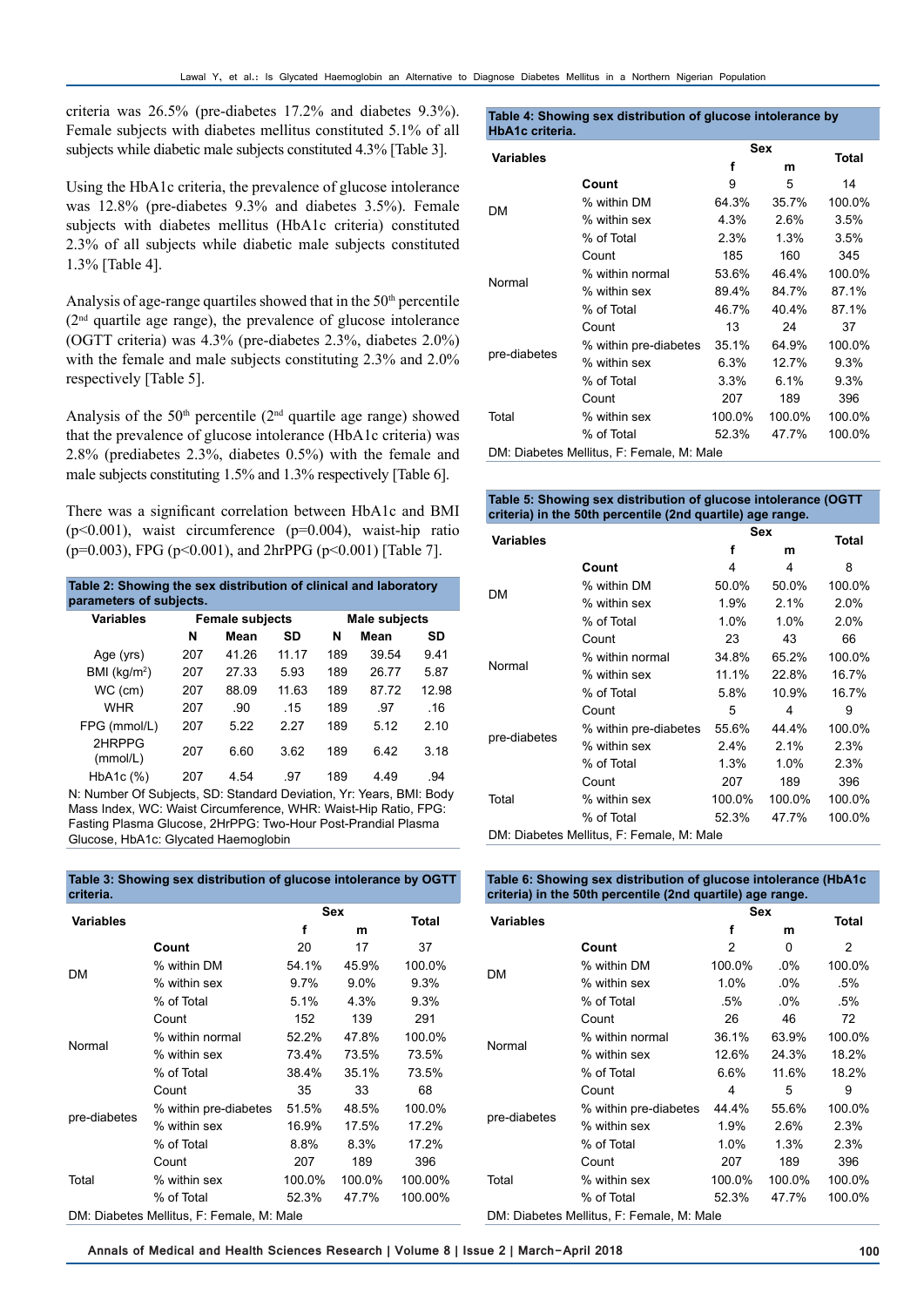criteria was 26.5% (pre-diabetes 17.2% and diabetes 9.3%). Female subjects with diabetes mellitus constituted 5.1% of all subjects while diabetic male subjects constituted 4.3% [Table 3].

Using the HbA1c criteria, the prevalence of glucose intolerance was 12.8% (pre-diabetes 9.3% and diabetes 3.5%). Female subjects with diabetes mellitus (HbA1c criteria) constituted 2.3% of all subjects while diabetic male subjects constituted 1.3% [Table 4].

Analysis of age-range quartiles showed that in the 50th percentile (2nd quartile age range), the prevalence of glucose intolerance (OGTT criteria) was 4.3% (pre-diabetes 2.3%, diabetes 2.0%) with the female and male subjects constituting 2.3% and 2.0% respectively [Table 5].

Analysis of the 50th percentile (2nd quartile age range) showed that the prevalence of glucose intolerance (HbA1c criteria) was 2.8% (prediabetes 2.3%, diabetes 0.5%) with the female and male subjects constituting 1.5% and 1.3% respectively [Table 6].

There was a significant correlation between HbA1c and BMI ($p<0.001$), waist circumference ($p=0.004$), waist-hip ratio ($p=0.003$), FPG ($p<0.001$), and 2hrPPG ($p<0.001$) [Table 7].

**Table 2: Showing the sex distribution of clinical and laboratory parameters of subjects.**

| Variables | Female subjects | | | Male subjects | | |
|---|---|---|---|---|---|---|
| | N | Mean | SD | N | Mean | SD |
| Age (yrs) | 207 | 41.26 | 11.17 | 189 | 39.54 | 9.41 |
| BMI (kg/m$^2$) | 207 | 27.33 | 5.93 | 189 | 26.77 | 5.87 |
| WC (cm) | 207 | 88.09 | 11.63 | 189 | 87.72 | 12.98 |
| WHR | 207 | .90 | .15 | 189 | .97 | .16 |
| FPG (mmol/L) | 207 | 5.22 | 2.27 | 189 | 5.12 | 2.10 |
| 2HRPPG (mmol/L) | 207 | 6.60 | 3.62 | 189 | 6.42 | 3.18 |
| HbA1c (%) | 207 | 4.54 | .97 | 189 | 4.49 | .94 |

N: Number Of Subjects, SD: Standard Deviation, Yr: Years, BMI: Body Mass Index, WC: Waist Circumference, WHR: Waist-Hip Ratio, FPG: Fasting Plasma Glucose, 2HrPPG: Two-Hour Post-Prandial Plasma Glucose, HbA1c: Glycated Haemoglobin

**Table 3: Showing sex distribution of glucose intolerance by OGTT criteria.**

| Variables | | Sex | | Total |
|---|---|---|---|---|
| | | f | m | |
| DM | Count | 20 | 17 | 37 |
| | % within DM | 54.1% | 45.9% | 100.0% |
| | % within sex | 9.7% | 9.0% | 9.3% |
| | % of Total | 5.1% | 4.3% | 9.3% |
| Normal | Count | 152 | 139 | 291 |
| | % within normal | 52.2% | 47.8% | 100.0% |
| | % within sex | 73.4% | 73.5% | 73.5% |
| | % of Total | 38.4% | 35.1% | 73.5% |
| pre-diabetes | Count | 35 | 33 | 68 |
| | % within pre-diabetes | 51.5% | 48.5% | 100.0% |
| | % within sex | 16.9% | 17.5% | 17.2% |
| | % of Total | 8.8% | 8.3% | 17.2% |
| Total | Count | 207 | 189 | 396 |
| | % within sex | 100.0% | 100.0% | 100.00% |
| | % of Total | 52.3% | 47.7% | 100.00% |

DM: Diabetes Mellitus, F: Female, M: Male

**Table 4: Showing sex distribution of glucose intolerance by HbA1c criteria.**

| Variables | | Sex | | Total |
|---|---|---|---|---|
| | | f | m | |
| DM | Count | 9 | 5 | 14 |
| | % within DM | 64.3% | 35.7% | 100.0% |
| | % within sex | 4.3% | 2.6% | 3.5% |
| | % of Total | 2.3% | 1.3% | 3.5% |
| Normal | Count | 185 | 160 | 345 |
| | % within normal | 53.6% | 46.4% | 100.0% |
| | % within sex | 89.4% | 84.7% | 87.1% |
| | % of Total | 46.7% | 40.4% | 87.1% |
| pre-diabetes | Count | 13 | 24 | 37 |
| | % within pre-diabetes | 35.1% | 64.9% | 100.0% |
| | % within sex | 6.3% | 12.7% | 9.3% |
| | % of Total | 3.3% | 6.1% | 9.3% |
| Total | Count | 207 | 189 | 396 |
| | % within sex | 100.0% | 100.0% | 100.0% |
| | % of Total | 52.3% | 47.7% | 100.0% |

DM: Diabetes Mellitus, F: Female, M: Male

**Table 5: Showing sex distribution of glucose intolerance (OGTT criteria) in the 50th percentile (2nd quartile) age range.**

| Variables | | Sex | | Total |
|---|---|---|---|---|
| | | f | m | |
| DM | Count | 4 | 4 | 8 |
| | % within DM | 50.0% | 50.0% | 100.0% |
| | % within sex | 1.9% | 2.1% | 2.0% |
| | % of Total | 1.0% | 1.0% | 2.0% |
| Normal | Count | 23 | 43 | 66 |
| | % within normal | 34.8% | 65.2% | 100.0% |
| | % within sex | 11.1% | 22.8% | 16.7% |
| | % of Total | 5.8% | 10.9% | 16.7% |
| pre-diabetes | Count | 5 | 4 | 9 |
| | % within pre-diabetes | 55.6% | 44.4% | 100.0% |
| | % within sex | 2.4% | 2.1% | 2.3% |
| | % of Total | 1.3% | 1.0% | 2.3% |
| Total | Count | 207 | 189 | 396 |
| | % within sex | 100.0% | 100.0% | 100.0% |
| | % of Total | 52.3% | 47.7% | 100.0% |

DM: Diabetes Mellitus, F: Female, M: Male

**Table 6: Showing sex distribution of glucose intolerance (HbA1c criteria) in the 50th percentile (2nd quartile) age range.**

| Variables | | Sex | | Total |
|---|---|---|---|---|
| | | f | m | |
| DM | Count | 2 | 0 | 2 |
| | % within DM | 100.0% | .0% | 100.0% |
| | % within sex | 1.0% | .0% | .5% |
| | % of Total | .5% | .0% | .5% |
| Normal | Count | 26 | 46 | 72 |
| | % within normal | 36.1% | 63.9% | 100.0% |
| | % within sex | 12.6% | 24.3% | 18.2% |
| | % of Total | 6.6% | 11.6% | 18.2% |
| pre-diabetes | Count | 4 | 5 | 9 |
| | % within pre-diabetes | 44.4% | 55.6% | 100.0% |
| | % within sex | 1.9% | 2.6% | 2.3% |
| | % of Total | 1.0% | 1.3% | 2.3% |
| Total | Count | 207 | 189 | 396 |
| | % within sex | 100.0% | 100.0% | 100.0% |
| | % of Total | 52.3% | 47.7% | 100.0% |

DM: Diabetes Mellitus, F: Female, M: Male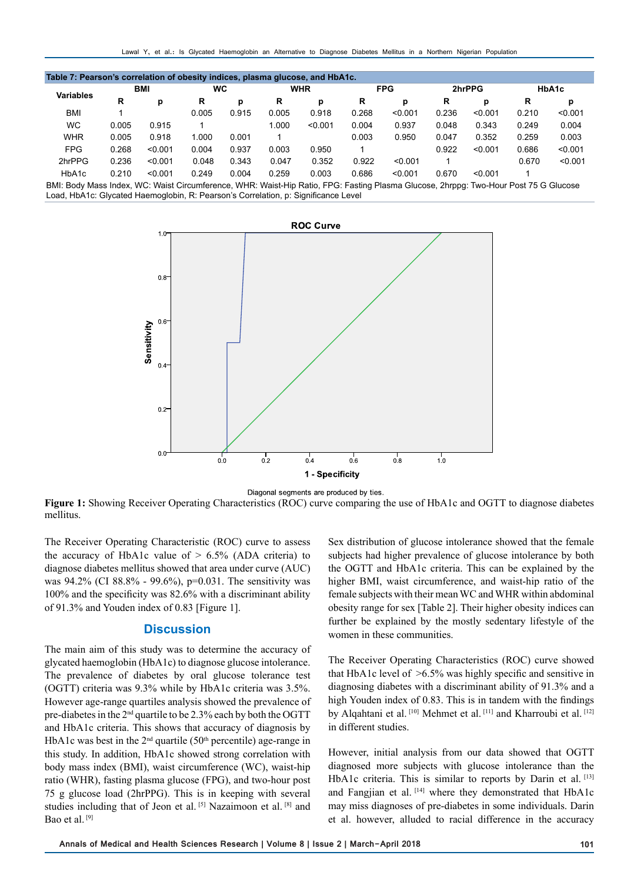**Table 7: Pearson's correlation of obesity indices, plasma glucose, and HbA1c.**

| Variables | BMI | | WC | | WHR | | FPG | | 2hrPPG | | HbA1c | |
|---|---|---|---|---|---|---|---|---|---|---|---|---|
| | R | p | R | p | R | p | R | p | R | p | R | p |
| BMI | 1 | | 0.005 | 0.915 | 0.005 | 0.918 | 0.268 | <0.001 | 0.236 | <0.001 | 0.210 | <0.001 |
| WC | 0.005 | 0.915 | 1 | | 1.000 | <0.001 | 0.004 | 0.937 | 0.048 | 0.343 | 0.249 | 0.004 |
| WHR | 0.005 | 0.918 | 1.000 | 0.001 | 1 | | 0.003 | 0.950 | 0.047 | 0.352 | 0.259 | 0.003 |
| FPG | 0.268 | <0.001 | 0.004 | 0.937 | 0.003 | 0.950 | 1 | | 0.922 | <0.001 | 0.686 | <0.001 |
| 2hrPPG | 0.236 | <0.001 | 0.048 | 0.343 | 0.047 | 0.352 | 0.922 | <0.001 | 1 | | 0.670 | <0.001 |
| HbA1c | 0.210 | <0.001 | 0.249 | 0.004 | 0.259 | 0.003 | 0.686 | <0.001 | 0.670 | <0.001 | 1 | |

BMI: Body Mass Index, WC: Waist Circumference, WHR: Waist-Hip Ratio, FPG: Fasting Plasma Glucose, 2hrppg: Two-Hour Post 75 G Glucose Load, HbA1c: Glycated Haemoglobin, R: Pearson's Correlation, p: Significance Level

Diagonal segments are produced by ties.

**Figure 1:** Showing Receiver Operating Characteristics (ROC) curve comparing the use of HbA1c and OGTT to diagnose diabetes mellitus.

The Receiver Operating Characteristic (ROC) curve to assess the accuracy of HbA1c value of > 6.5% (ADA criteria) to diagnose diabetes mellitus showed that area under curve (AUC) was 94.2% (CI 88.8% - 99.6%), p=0.031. The sensitivity was 100% and the specificity was 82.6% with a discriminant ability of 91.3% and Youden index of 0.83 [Figure 1].

## Discussion

The main aim of this study was to determine the accuracy of glycated haemoglobin (HbA1c) to diagnose glucose intolerance. The prevalence of diabetes by oral glucose tolerance test (OGTT) criteria was 9.3% while by HbA1c criteria was 3.5%. However age-range quartiles analysis showed the prevalence of pre-diabetes in the 2nd quartile to be 2.3% each by both the OGTT and HbA1c criteria. This shows that accuracy of diagnosis by HbA1c was best in the 2nd quartile (50th percentile) age-range in this study. In addition, HbA1c showed strong correlation with body mass index (BMI), waist circumference (WC), waist-hip ratio (WHR), fasting plasma glucose (FPG), and two-hour post 75 g glucose load (2hrPPG). This is in keeping with several studies including that of Jeon et al. [5] Nazaimoon et al. [8] and Bao et al. [9]

Sex distribution of glucose intolerance showed that the female subjects had higher prevalence of glucose intolerance by both the OGTT and HbA1c criteria. This can be explained by the higher BMI, waist circumference, and waist-hip ratio of the female subjects with their mean WC and WHR within abdominal obesity range for sex [Table 2]. Their higher obesity indices can further be explained by the mostly sedentary lifestyle of the women in these communities.

The Receiver Operating Characteristics (ROC) curve showed that HbA1c level of >6.5% was highly specific and sensitive in diagnosing diabetes with a discriminant ability of 91.3% and a high Youden index of 0.83. This is in tandem with the findings by Alqahtani et al. [10] Mehmet et al. [11] and Kharroubi et al. [12] in different studies.

However, initial analysis from our data showed that OGTT diagnosed more subjects with glucose intolerance than the HbA1c criteria. This is similar to reports by Darin et al. [13] and Fangjian et al. [14] where they demonstrated that HbA1c may miss diagnoses of pre-diabetes in some individuals. Darin et al. however, alluded to racial difference in the accuracy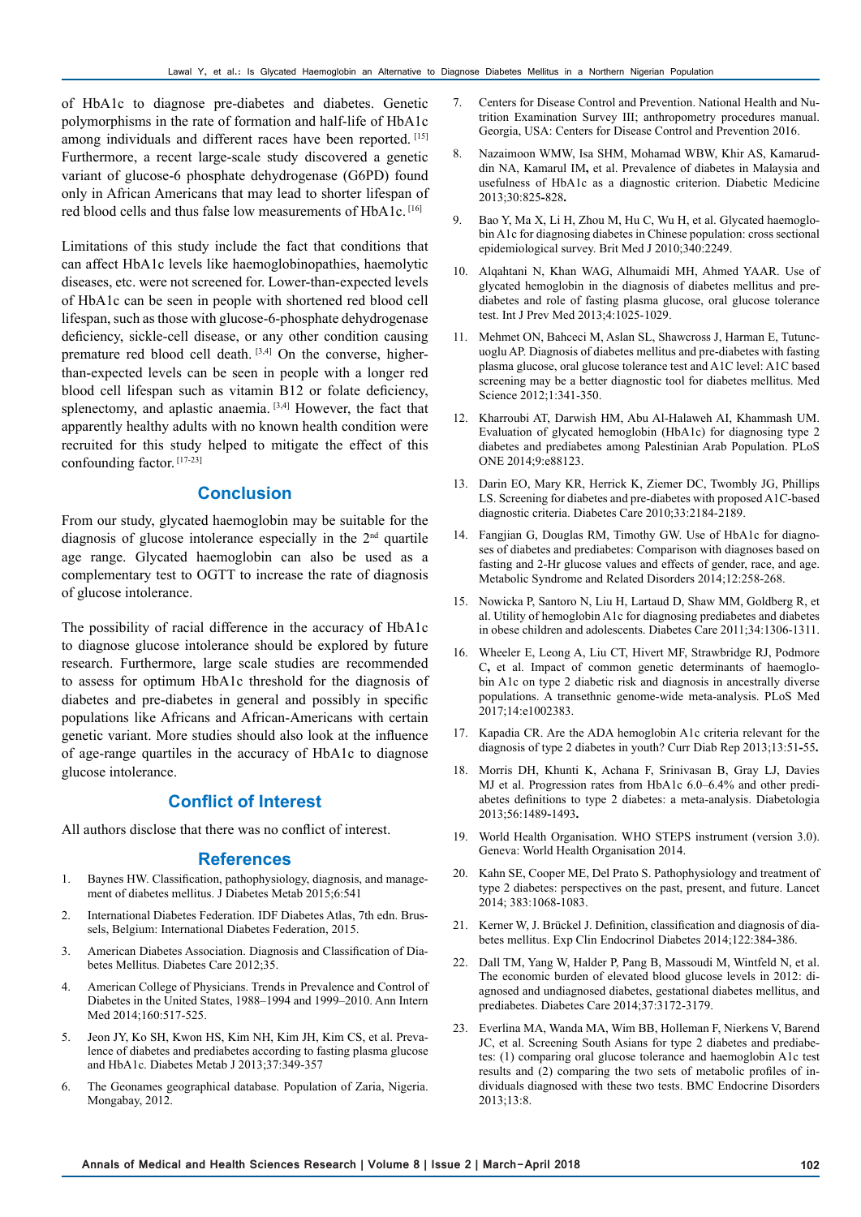of HbA1c to diagnose pre-diabetes and diabetes. Genetic polymorphisms in the rate of formation and half-life of HbA1c among individuals and different races have been reported. [15] Furthermore, a recent large-scale study discovered a genetic variant of glucose-6 phosphate dehydrogenase (G6PD) found only in African Americans that may lead to shorter lifespan of red blood cells and thus false low measurements of HbA1c. [16]

Limitations of this study include the fact that conditions that can affect HbA1c levels like haemoglobinopathies, haemolytic diseases, etc. were not screened for. Lower-than-expected levels of HbA1c can be seen in people with shortened red blood cell lifespan, such as those with glucose-6-phosphate dehydrogenase deficiency, sickle-cell disease, or any other condition causing premature red blood cell death. [3,4] On the converse, higher-than-expected levels can be seen in people with a longer red blood cell lifespan such as vitamin B12 or folate deficiency, splenectomy, and aplastic anaemia. [3,4] However, the fact that apparently healthy adults with no known health condition were recruited for this study helped to mitigate the effect of this confounding factor. [17-23]

## Conclusion

From our study, glycated haemoglobin may be suitable for the diagnosis of glucose intolerance especially in the 2nd quartile age range. Glycated haemoglobin can also be used as a complementary test to OGTT to increase the rate of diagnosis of glucose intolerance.

The possibility of racial difference in the accuracy of HbA1c to diagnose glucose intolerance should be explored by future research. Furthermore, large scale studies are recommended to assess for optimum HbA1c threshold for the diagnosis of diabetes and pre-diabetes in general and possibly in specific populations like Africans and African-Americans with certain genetic variant. More studies should also look at the influence of age-range quartiles in the accuracy of HbA1c to diagnose glucose intolerance.

## Conflict of Interest

All authors disclose that there was no conflict of interest.

## References

1. Baynes HW. Classification, pathophysiology, diagnosis, and management of diabetes mellitus. J Diabetes Metab 2015;6:541
2. International Diabetes Federation. IDF Diabetes Atlas, 7th edn. Brussels, Belgium: International Diabetes Federation, 2015.
3. American Diabetes Association. Diagnosis and Classification of Diabetes Mellitus. Diabetes Care 2012;35.
4. American College of Physicians. Trends in Prevalence and Control of Diabetes in the United States, 1988–1994 and 1999–2010. Ann Intern Med 2014;160:517-525.
5. Jeon JY, Ko SH, Kwon HS, Kim NH, Kim JH, Kim CS, et al. Prevalence of diabetes and prediabetes according to fasting plasma glucose and HbA1c. Diabetes Metab J 2013;37:349-357
6. The Geonames geographical database. Population of Zaria, Nigeria. Mongabay, 2012.
7. Centers for Disease Control and Prevention. National Health and Nutrition Examination Survey III; anthropometry procedures manual. Georgia, USA: Centers for Disease Control and Prevention 2016.
8. Nazaimoon WMW, Isa SHM, Mohamad WBW, Khir AS, Kamaruddin NA, Kamarul IM, et al. Prevalence of diabetes in Malaysia and usefulness of HbA1c as a diagnostic criterion. Diabetic Medicine 2013;30:825-828.
9. Bao Y, Ma X, Li H, Zhou M, Hu C, Wu H, et al. Glycated haemoglobin A1c for diagnosing diabetes in Chinese population: cross sectional epidemiological survey. Brit Med J 2010;340:2249.
10. Alqahtani N, Khan WAG, Alhumaidi MH, Ahmed YAAR. Use of glycated hemoglobin in the diagnosis of diabetes mellitus and pre-diabetes and role of fasting plasma glucose, oral glucose tolerance test. Int J Prev Med 2013;4:1025-1029.
11. Mehmet ON, Bahceci M, Aslan SL, Shawcross J, Harman E, Tutuncuoglu AP. Diagnosis of diabetes mellitus and pre-diabetes with fasting plasma glucose, oral glucose tolerance test and A1C level: A1C based screening may be a better diagnostic tool for diabetes mellitus. Med Science 2012;1:341-350.
12. Kharroubi AT, Darwish HM, Abu Al-Halaweh AI, Khammash UM. Evaluation of glycated hemoglobin (HbA1c) for diagnosing type 2 diabetes and prediabetes among Palestinian Arab Population. PLoS ONE 2014;9:e88123.
13. Darin EO, Mary KR, Herrick K, Ziemer DC, Twombly JG, Phillips LS. Screening for diabetes and pre-diabetes with proposed A1C-based diagnostic criteria. Diabetes Care 2010;33:2184-2189.
14. Fangjian G, Douglas RM, Timothy GW. Use of HbA1c for diagnoses of diabetes and prediabetes: Comparison with diagnoses based on fasting and 2-Hr glucose values and effects of gender, race, and age. Metabolic Syndrome and Related Disorders 2014;12:258-268.
15. Nowicka P, Santoro N, Liu H, Lartaud D, Shaw MM, Goldberg R, et al. Utility of hemoglobin A1c for diagnosing prediabetes and diabetes in obese children and adolescents. Diabetes Care 2011;34:1306-1311.
16. Wheeler E, Leong A, Liu CT, Hivert MF, Strawbridge RJ, Podmore C, et al. Impact of common genetic determinants of haemoglobin A1c on type 2 diabetic risk and diagnosis in ancestrally diverse populations. A transethnic genome-wide meta-analysis. PLoS Med 2017;14:e1002383.
17. Kapadia CR. Are the ADA hemoglobin A1c criteria relevant for the diagnosis of type 2 diabetes in youth? Curr Diab Rep 2013;13:51-55.
18. Morris DH, Khunti K, Achana F, Srinivasan B, Gray LJ, Davies MJ et al. Progression rates from HbA1c 6.0–6.4% and other prediabetes definitions to type 2 diabetes: a meta-analysis. Diabetologia 2013;56:1489-1493.
19. World Health Organisation. WHO STEPS instrument (version 3.0). Geneva: World Health Organisation 2014.
20. Kahn SE, Cooper ME, Del Prato S. Pathophysiology and treatment of type 2 diabetes: perspectives on the past, present, and future. Lancet 2014; 383:1068-1083.
21. Kerner W, J. Brückel J. Definition, classification and diagnosis of diabetes mellitus. Exp Clin Endocrinol Diabetes 2014;122:384-386.
22. Dall TM, Yang W, Halder P, Pang B, Massoudi M, Wintfeld N, et al. The economic burden of elevated blood glucose levels in 2012: diagnosed and undiagnosed diabetes, gestational diabetes mellitus, and prediabetes. Diabetes Care 2014;37:3172-3179.
23. Everlina MA, Wanda MA, Wim BB, Holleman F, Nierkens V, Barend JC, et al. Screening South Asians for type 2 diabetes and prediabetes: (1) comparing oral glucose tolerance and haemoglobin A1c test results and (2) comparing the two sets of metabolic profiles of individuals diagnosed with these two tests. BMC Endocrine Disorders 2013;13:8.